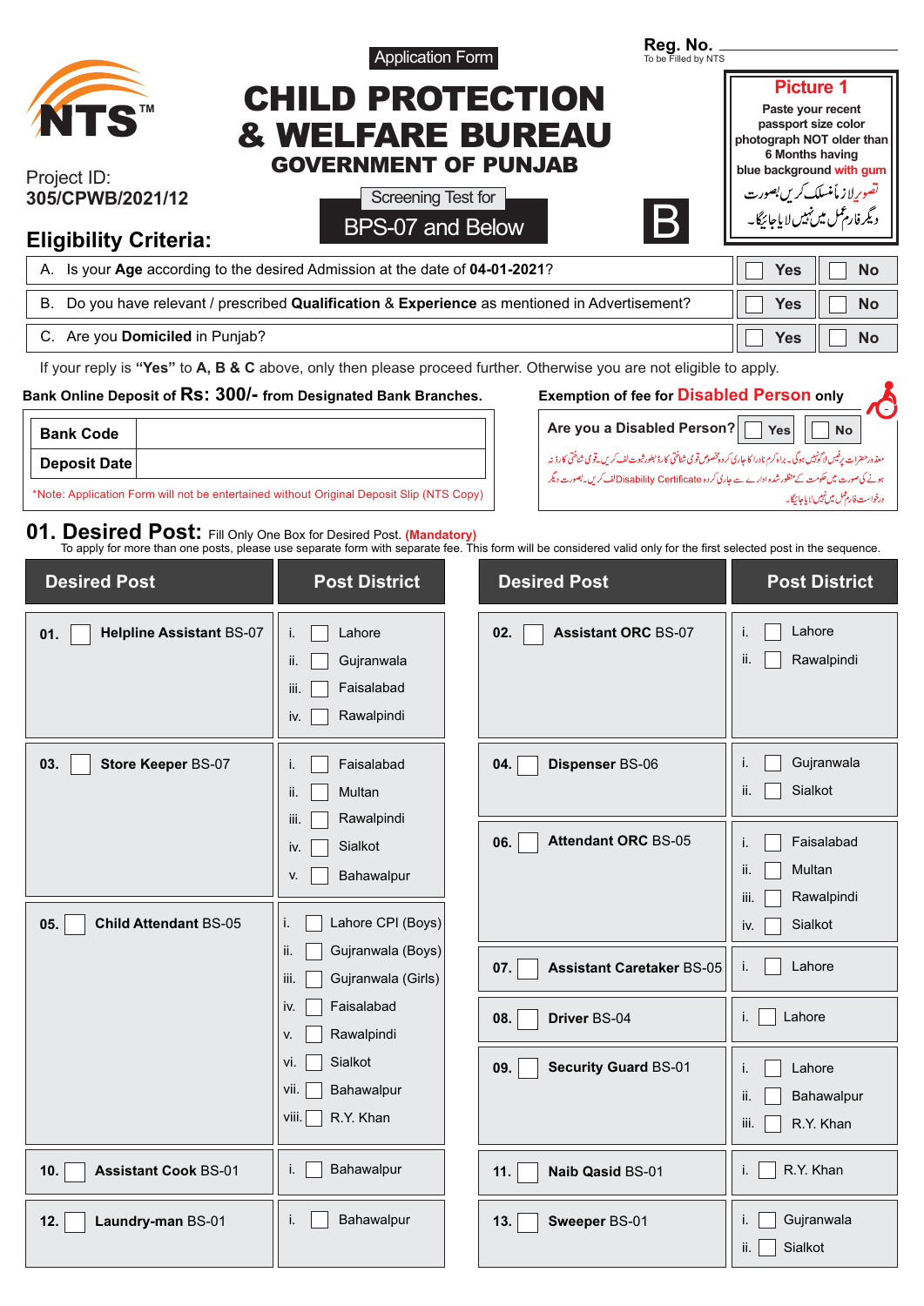Application Form

**Reg. No.** ____________
To be Filled by NTS

NTS™

Project ID:
**305/CPWB/2021/12**

# CHILD PROTECTION & WELFARE BUREAU

## GOVERNMENT OF PUNJAB

Screening Test for

**BPS-07 and Below**

**B**

**Picture 1**
Paste your recent passport size color photograph NOT older than 6 Months having blue background with gum

تصویر لازماً منسلک کریں بصورت دیگر فارم عمل میں نہیں لایا جائیگا۔

## Eligibility Criteria:

| | | |
|---|---|---|
| A. Is your **Age** according to the desired Admission at the date of **04-01-2021**? | ☐ Yes | ☐ No |
| B. Do you have relevant / prescribed **Qualification** & **Experience** as mentioned in Advertisement? | ☐ Yes | ☐ No |
| C. Are you **Domiciled** in Punjab? | ☐ Yes | ☐ No |

If your reply is **"Yes"** to **A, B & C** above, only then please proceed further. Otherwise you are not eligible to apply.

**Bank Online Deposit of Rs: 300/- from Designated Bank Branches.**

| | |
|---|---|
| **Bank Code** | |
| **Deposit Date** | |

*Note: Application Form will not be entertained without Original Deposit Slip (NTS Copy)

**Exemption of fee for Disabled Person only**

**Are you a Disabled Person?** ☐ Yes ☐ No

معذور حضرات پر فیس لاگو نہیں ہوگی۔ براہ کرم نادرا کا جاری کردہ مخصوص قومی شناختی کارڈ بطور ثبوت لف کریں۔ قومی شناختی کارڈ نہ ہونے کی صورت میں حکومت کے منظور شدہ ادارے سے جاری کردہ Disability Certificate لف کریں۔ بصورت دیگر درخواست فارم عمل میں نہیں لایا جائیگا۔

## 01. Desired Post: Fill Only One Box for Desired Post. (Mandatory)

To apply for more than one posts, please use separate form with separate fee. This form will be considered valid only for the first selected post in the sequence.

| Desired Post | Post District |
|---|---|
| 01. ☐ **Helpline Assistant** BS-07 | i. ☐ Lahore<br>ii. ☐ Gujranwala<br>iii. ☐ Faisalabad<br>iv. ☐ Rawalpindi |
| 03. ☐ **Store Keeper** BS-07 | i. ☐ Faisalabad<br>ii. ☐ Multan<br>iii. ☐ Rawalpindi<br>iv. ☐ Sialkot<br>v. ☐ Bahawalpur |
| 05. ☐ **Child Attendant** BS-05 | i. ☐ Lahore CPI (Boys)<br>ii. ☐ Gujranwala (Boys)<br>iii. ☐ Gujranwala (Girls)<br>iv. ☐ Faisalabad<br>v. ☐ Rawalpindi<br>vi. ☐ Sialkot<br>vii. ☐ Bahawalpur<br>viii. ☐ R.Y. Khan |
| 10. ☐ **Assistant Cook** BS-01 | i. ☐ Bahawalpur |
| 12. ☐ **Laundry-man** BS-01 | i. ☐ Bahawalpur |

| Desired Post | Post District |
|---|---|
| 02. ☐ **Assistant ORC** BS-07 | i. ☐ Lahore<br>ii. ☐ Rawalpindi |
| 04. ☐ **Dispenser** BS-06 | i. ☐ Gujranwala<br>ii. ☐ Sialkot |
| 06. ☐ **Attendant ORC** BS-05 | i. ☐ Faisalabad<br>ii. ☐ Multan<br>iii. ☐ Rawalpindi<br>iv. ☐ Sialkot |
| 07. ☐ **Assistant Caretaker** BS-05 | i. ☐ Lahore |
| 08. ☐ **Driver** BS-04 | i. ☐ Lahore |
| 09. ☐ **Security Guard** BS-01 | i. ☐ Lahore<br>ii. ☐ Bahawalpur<br>iii. ☐ R.Y. Khan |
| 11. ☐ **Naib Qasid** BS-01 | i. ☐ R.Y. Khan |
| 13. ☐ **Sweeper** BS-01 | i. ☐ Gujranwala<br>ii. ☐ Sialkot |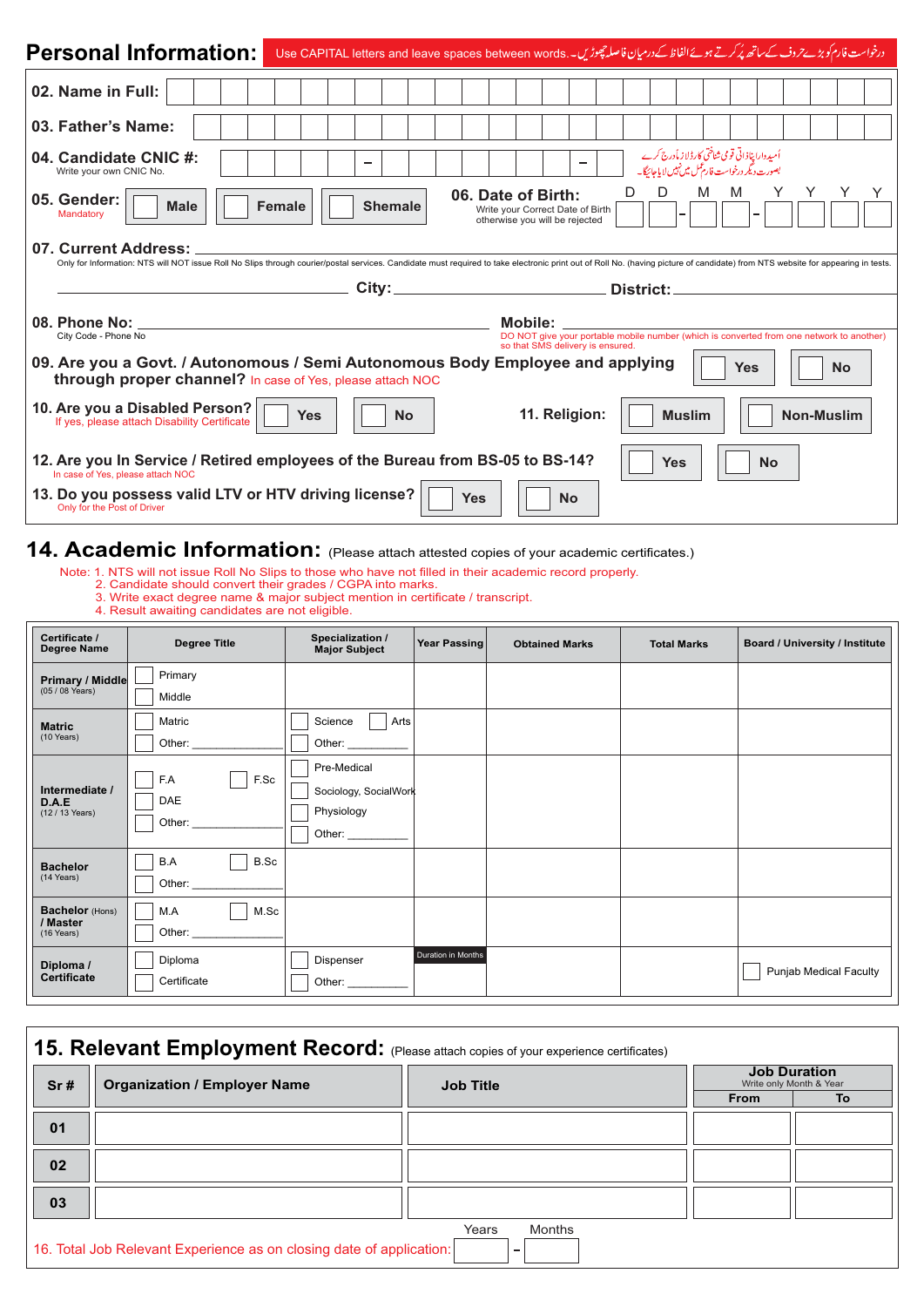## Personal Information:

Use CAPITAL letters and leave spaces between words. درخواست فارم کو بڑے حروف کے ساتھ پُر کرتے ہوئے الفاظ کے درمیان فاصلہ چھوڑیں۔

**02. Name in Full:**

**03. Father's Name:**

**04. Candidate CNIC #:** – –
Write your own CNIC No.

امیدوار اپنا ذاتی قومی شناختی کارڈ نمبر درج کرے بصورت دیگر درخواست فارم عمل میں نہیں لایا جائیگا۔

**05. Gender:** Mandatory ☐ Male ☐ Female ☐ Shemale

**06. Date of Birth:** D D – M M – Y Y Y Y
Write your Correct Date of Birth otherwise you will be rejected

**07. Current Address:**

Only for Information: NTS will NOT issue Roll No Slips through courier/postal services. Candidate must required to take electronic print out of Roll No. (having picture of candidate) from NTS website for appearing in tests.

City: District:

**08. Phone No:**
City Code - Phone No

**Mobile:**
DO NOT give your portable mobile number (which is converted from one network to another) so that SMS delivery is ensured.

**09. Are you a Govt. / Autonomous / Semi Autonomous Body Employee and applying through proper channel?** In case of Yes, please attach NOC ☐ Yes ☐ No

**10. Are you a Disabled Person?** If yes, please attach Disability Certificate ☐ Yes ☐ No

**11. Religion:** ☐ Muslim ☐ Non-Muslim

**12. Are you In Service / Retired employees of the Bureau from BS-05 to BS-14?** In case of Yes, please attach NOC ☐ Yes ☐ No

**13. Do you possess valid LTV or HTV driving license?** Only for the Post of Driver ☐ Yes ☐ No

## 14. Academic Information: (Please attach attested copies of your academic certificates.)

Note: 1. NTS will not issue Roll No Slips to those who have not filled in their academic record properly.
2. Candidate should convert their grades / CGPA into marks.
3. Write exact degree name & major subject mention in certificate / transcript.
4. Result awaiting candidates are not eligible.

| Certificate / Degree Name | Degree Title | Specialization / Major Subject | Year Passing | Obtained Marks | Total Marks | Board / University / Institute |
|---|---|---|---|---|---|---|
| **Primary / Middle** (05 / 08 Years) | ☐ Primary ☐ Middle | | | | | |
| **Matric** (10 Years) | ☐ Matric ☐ Other: ______ | ☐ Science ☐ Arts ☐ Other: ______ | | | | |
| **Intermediate / D.A.E** (12 / 13 Years) | ☐ F.A ☐ F.Sc ☐ DAE ☐ Other: ______ | ☐ Pre-Medical ☐ Sociology, SocialWork ☐ Physiology ☐ Other: ______ | | | | |
| **Bachelor** (14 Years) | ☐ B.A ☐ B.Sc ☐ Other: ______ | | | | | |
| **Bachelor** (Hons) **/ Master** (16 Years) | ☐ M.A ☐ M.Sc ☐ Other: ______ | | | | | |
| **Diploma / Certificate** | ☐ Diploma ☐ Certificate | ☐ Dispenser ☐ Other: ______ | Duration in Months | | | ☐ Punjab Medical Faculty |

## 15. Relevant Employment Record: (Please attach copies of your experience certificates)

| Sr # | Organization / Employer Name | Job Title | Job Duration (Write only Month & Year) From | To |
|---|---|---|---|---|
| 01 | | | | |
| 02 | | | | |
| 03 | | | | |

16. Total Job Relevant Experience as on closing date of application: Years – Months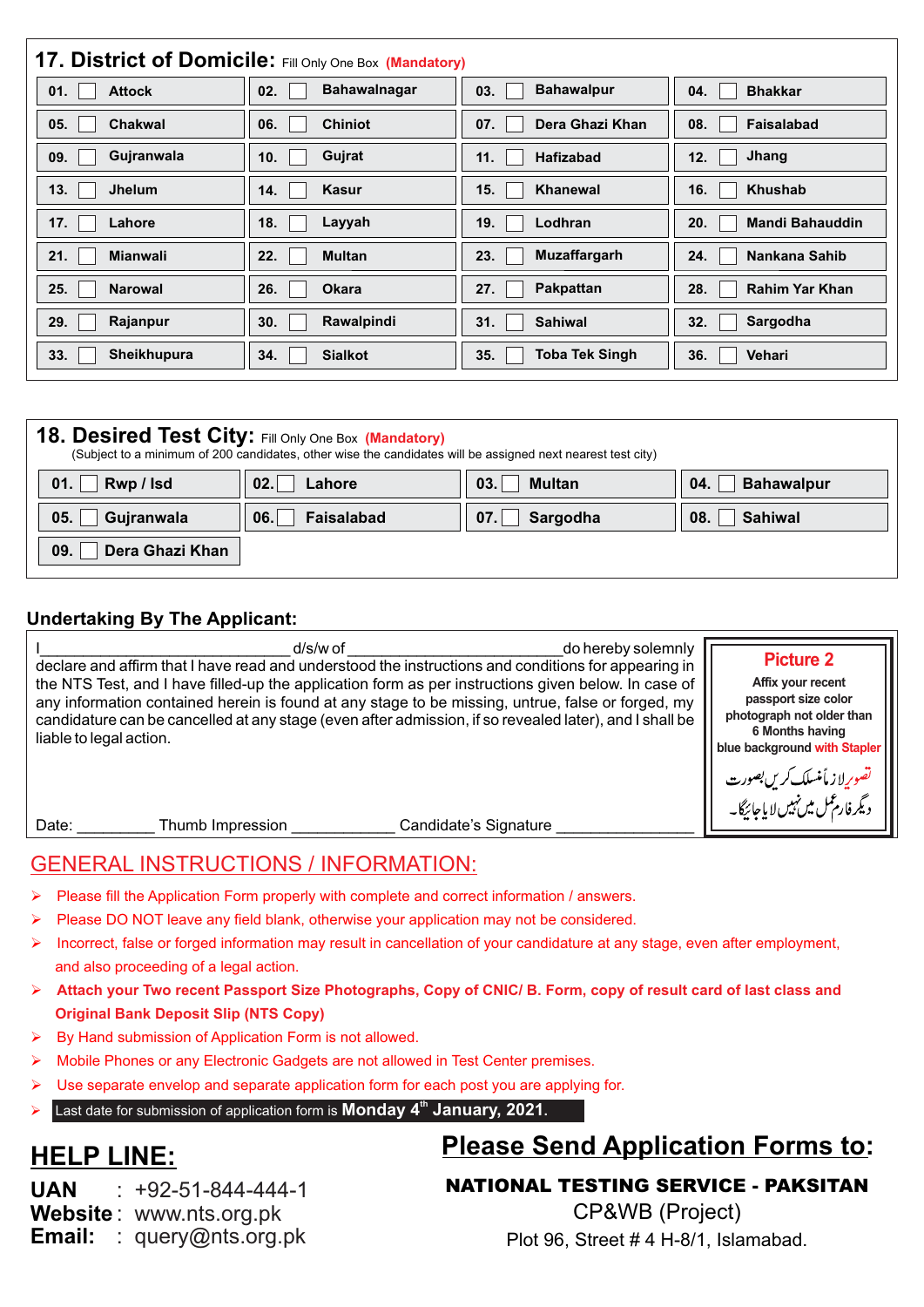## 17. District of Domicile: Fill Only One Box (Mandatory)

| | | | |
|---|---|---|---|
| 01. ☐ Attock | 02. ☐ Bahawalnagar | 03. ☐ Bahawalpur | 04. ☐ Bhakkar |
| 05. ☐ Chakwal | 06. ☐ Chiniot | 07. ☐ Dera Ghazi Khan | 08. ☐ Faisalabad |
| 09. ☐ Gujranwala | 10. ☐ Gujrat | 11. ☐ Hafizabad | 12. ☐ Jhang |
| 13. ☐ Jhelum | 14. ☐ Kasur | 15. ☐ Khanewal | 16. ☐ Khushab |
| 17. ☐ Lahore | 18. ☐ Layyah | 19. ☐ Lodhran | 20. ☐ Mandi Bahauddin |
| 21. ☐ Mianwali | 22. ☐ Multan | 23. ☐ Muzaffargarh | 24. ☐ Nankana Sahib |
| 25. ☐ Narowal | 26. ☐ Okara | 27. ☐ Pakpattan | 28. ☐ Rahim Yar Khan |
| 29. ☐ Rajanpur | 30. ☐ Rawalpindi | 31. ☐ Sahiwal | 32. ☐ Sargodha |
| 33. ☐ Sheikhupura | 34. ☐ Sialkot | 35. ☐ Toba Tek Singh | 36. ☐ Vehari |

## 18. Desired Test City: Fill Only One Box (Mandatory)

(Subject to a minimum of 200 candidates, other wise the candidates will be assigned next nearest test city)

| | | | |
|---|---|---|---|
| 01. ☐ Rwp / Isd | 02. ☐ Lahore | 03. ☐ Multan | 04. ☐ Bahawalpur |
| 05. ☐ Gujranwala | 06. ☐ Faisalabad | 07. ☐ Sargodha | 08. ☐ Sahiwal |
| 09. ☐ Dera Ghazi Khan | | | |

### Undertaking By The Applicant:

I_____________________________ d/s/w of _________________________ do hereby solemnly declare and affirm that I have read and understood the instructions and conditions for appearing in the NTS Test, and I have filled-up the application form as per instructions given below. In case of any information contained herein is found at any stage to be missing, untrue, false or forged, my candidature can be cancelled at any stage (even after admission, if so revealed later), and I shall be liable to legal action.

Date: _________ Thumb Impression ____________ Candidate's Signature ________________

**Picture 2**

Affix your recent passport size color photograph not older than 6 Months having blue background with Stapler

تصویر لازماً منسلک کریں بصورت دیگر فارم عمل میں نہیں لایا جائیگا۔

## GENERAL INSTRUCTIONS / INFORMATION:

- Please fill the Application Form properly with complete and correct information / answers.
- Please DO NOT leave any field blank, otherwise your application may not be considered.
- Incorrect, false or forged information may result in cancellation of your candidature at any stage, even after employment, and also proceeding of a legal action.
- **Attach your Two recent Passport Size Photographs, Copy of CNIC/ B. Form, copy of result card of last class and Original Bank Deposit Slip (NTS Copy)**
- By Hand submission of Application Form is not allowed.
- Mobile Phones or any Electronic Gadgets are not allowed in Test Center premises.
- Use separate envelop and separate application form for each post you are applying for.
- Last date for submission of application form is **Monday 4th January, 2021.**

## HELP LINE:

**UAN** : +92-51-844-444-1
**Website** : www.nts.org.pk
**Email:** : query@nts.org.pk

## Please Send Application Forms to:

**NATIONAL TESTING SERVICE - PAKSITAN**
CP&WB (Project)
Plot 96, Street # 4 H-8/1, Islamabad.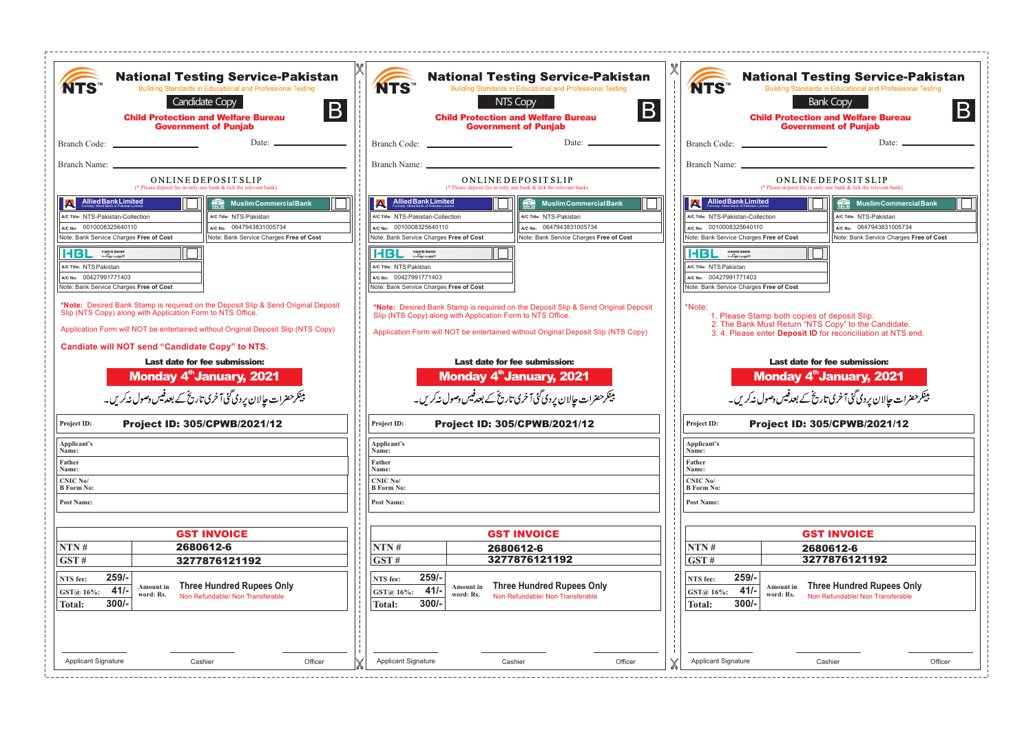# National Testing Service-Pakistan

Building Standards in Educational and Professional Testing

Candidate Copy

**B**

**Child Protection and Welfare Bureau**
**Government of Punjab**

Branch Code: ____________ Date: ____________

Branch Name: ____________

## ONLINE DEPOSIT SLIP

(* Please deposit fee in only one bank & tick the relevant bank)

| Allied Bank Limited | Muslim Commercial Bank |
|---|---|
| A/C Title: NTS-Pakistan-Collection | A/C Title: NTS-Pakistan |
| A/C No: 0010008325640110 | A/C No: 0647943831005734 |
| Note: Bank Service Charges **Free of Cost** | Note: Bank Service Charges **Free of Cost** |

| HBL |
|---|
| A/C Title: NTS Pakistan |
| A/C No: 00427991771403 |
| Note: Bank Service Charges **Free of Cost** |

**\*Note:** Desired Bank Stamp is required on the Deposit Slip & Send Original Deposit Slip (NTS Copy) along with Application Form to NTS Office.

Application Form will NOT be entertained without Original Deposit Slip (NTS Copy)

**Candiate will NOT send "Candidate Copy" to NTS.**

**Last date for fee submission:**

**Monday 4th January, 2021**

بینکر حضرات چالان پر دی گئی آخری تاریخ کے بعد فیس وصول نہ کریں۔

| | |
|---|---|
| Project ID: | **Project ID: 305/CPWB/2021/12** |
| Applicant's Name: | |
| Father Name: | |
| CNIC No/ B Form No: | |
| Post Name: | |

| **GST INVOICE** | |
|---|---|
| NTN # | 2680612-6 |
| GST # | 3277876121192 |

| | | | |
|---|---|---|---|
| NTS fee: | 259/- | Amount in word: Rs. | **Three Hundred Rupees Only** |
| GST@ 16%: | 41/- | | Non Refundable/ Non Transferable |
| Total: | 300/- | | |

Applicant Signature ____________ Cashier ____________ Officer ____________

---

# National Testing Service-Pakistan

Building Standards in Educational and Professional Testing

NTS Copy

**B**

**Child Protection and Welfare Bureau**
**Government of Punjab**

Branch Code: ____________ Date: ____________

Branch Name: ____________

## ONLINE DEPOSIT SLIP

(* Please deposit fee in only one bank & tick the relevant bank)

| Allied Bank Limited | Muslim Commercial Bank |
|---|---|
| A/C Title: NTS-Pakistan-Collection | A/C Title: NTS-Pakistan |
| A/C No: 0010008325640110 | A/C No: 0647943831005734 |
| Note: Bank Service Charges **Free of Cost** | Note: Bank Service Charges **Free of Cost** |

| HBL |
|---|
| A/C Title: NTS Pakistan |
| A/C No: 00427991771403 |
| Note: Bank Service Charges **Free of Cost** |

**\*Note:** Desired Bank Stamp is required on the Deposit Slip & Send Original Deposit Slip (NTS Copy) along with Application Form to NTS Office.

Application Form will NOT be entertained without Original Deposit Slip (NTS Copy)

**Last date for fee submission:**

**Monday 4th January, 2021**

بینکر حضرات چالان پر دی گئی آخری تاریخ کے بعد فیس وصول نہ کریں۔

| | |
|---|---|
| Project ID: | **Project ID: 305/CPWB/2021/12** |
| Applicant's Name: | |
| Father Name: | |
| CNIC No/ B Form No: | |
| Post Name: | |

| **GST INVOICE** | |
|---|---|
| NTN # | 2680612-6 |
| GST # | 3277876121192 |

| | | | |
|---|---|---|---|
| NTS fee: | 259/- | Amount in word: Rs. | **Three Hundred Rupees Only** |
| GST@ 16%: | 41/- | | Non Refundable/ Non Transferable |
| Total: | 300/- | | |

Applicant Signature ____________ Cashier ____________ Officer ____________

---

# National Testing Service-Pakistan

Building Standards in Educational and Professional Testing

Bank Copy

**B**

**Child Protection and Welfare Bureau**
**Government of Punjab**

Branch Code: ____________ Date: ____________

Branch Name: ____________

## ONLINE DEPOSIT SLIP

(* Please deposit fee in only one bank & tick the relevant bank)

| Allied Bank Limited | Muslim Commercial Bank |
|---|---|
| A/C Title: NTS-Pakistan-Collection | A/C Title: NTS-Pakistan |
| A/C No: 0010008325640110 | A/C No: 0647943831005734 |
| Note: Bank Service Charges **Free of Cost** | Note: Bank Service Charges **Free of Cost** |

| HBL |
|---|
| A/C Title: NTS Pakistan |
| A/C No: 00427991771403 |
| Note: Bank Service Charges **Free of Cost** |

*Note:

1. Please Stamp both copies of deposit Slip.
2. The Bank Must Return "NTS Copy" to the Candidate.
3. 4. Please enter **Deposit ID** for reconciliation at NTS end.

**Last date for fee submission:**

**Monday 4th January, 2021**

بینکر حضرات چالان پر دی گئی آخری تاریخ کے بعد فیس وصول نہ کریں۔

| | |
|---|---|
| Project ID: | **Project ID: 305/CPWB/2021/12** |
| Applicant's Name: | |
| Father Name: | |
| CNIC No/ B Form No: | |
| Post Name: | |

| **GST INVOICE** | |
|---|---|
| NTN # | 2680612-6 |
| GST # | 3277876121192 |

| | | | |
|---|---|---|---|
| NTS fee: | 259/- | Amount in word: Rs. | **Three Hundred Rupees Only** |
| GST@ 16%: | 41/- | | Non Refundable/ Non Transferable |
| Total: | 300/- | | |

Applicant Signature ____________ Cashier ____________ Officer ____________